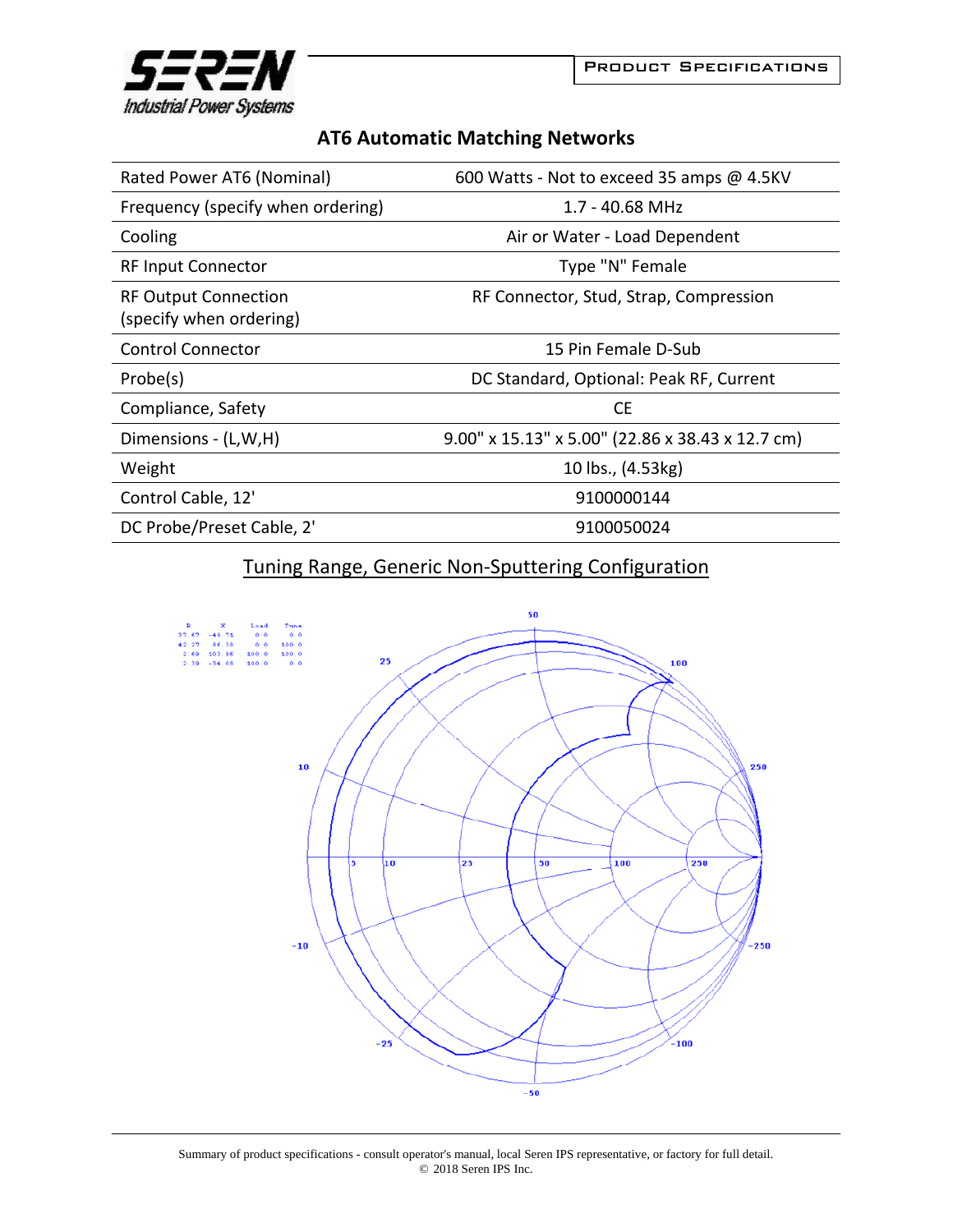# AT6 Automatic Matching Networks

| | |
|---|---|
| Rated Power AT6 (Nominal) | 600 Watts - Not to exceed 35 amps @ 4.5KV |
| Frequency (specify when ordering) | 1.7 - 40.68 MHz |
| Cooling | Air or Water - Load Dependent |
| RF Input Connector | Type "N" Female |
| RF Output Connection (specify when ordering) | RF Connector, Stud, Strap, Compression |
| Control Connector | 15 Pin Female D-Sub |
| Probe(s) | DC Standard, Optional: Peak RF, Current |
| Compliance, Safety | CE |
| Dimensions - (L,W,H) | 9.00" x 15.13" x 5.00" (22.86 x 38.43 x 12.7 cm) |
| Weight | 10 lbs., (4.53kg) |
| Control Cable, 12' | 9100000144 |
| DC Probe/Preset Cable, 2' | 9100050024 |

## Tuning Range, Generic Non-Sputtering Configuration

| R | X | Load | Tune |
|---|---|---|---|
| 37.67 | -49.71 | 0.0 | 0.0 |
| 42.27 | 86.38 | 0.0 | 100.0 |
| 2.69 | 103.96 | 100.0 | 100.0 |
| 2.39 | -34.08 | 100.0 | 0.0 |

Summary of product specifications - consult operator's manual, local Seren IPS representative, or factory for full detail.
© 2018 Seren IPS Inc.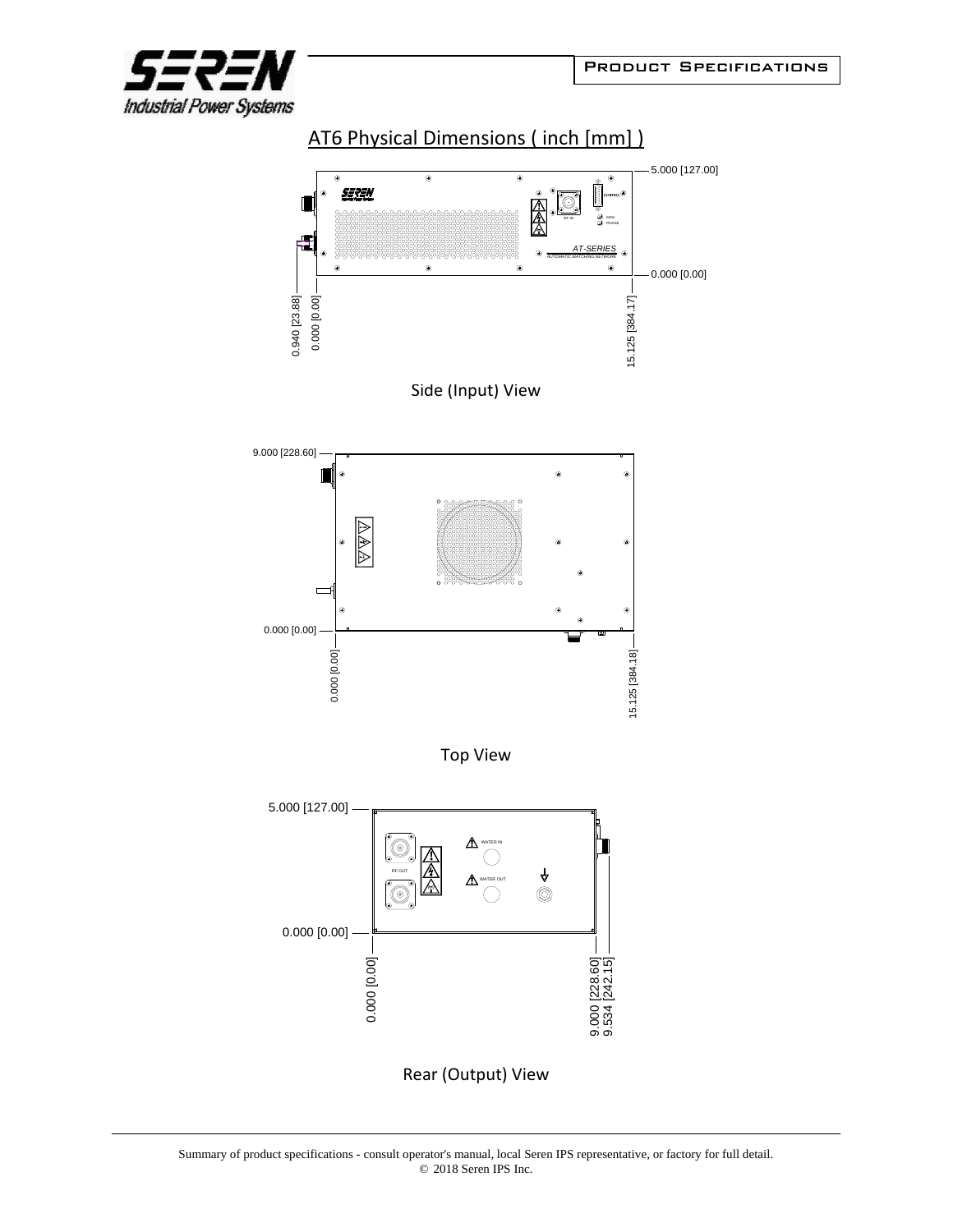## AT6 Physical Dimensions ( inch [mm] )

5.000 [127.00]

0.000 [0.00]

0.940 [23.88]

0.000 [0.00]

15.125 [384.17]

Side (Input) View

9.000 [228.60]

0.000 [0.00]

0.000 [0.00]

15.125 [384.18]

Top View

5.000 [127.00]

0.000 [0.00]

0.000 [0.00]

9.000 [228.60]

9.534 [242.15]

Rear (Output) View

Summary of product specifications - consult operator's manual, local Seren IPS representative, or factory for full detail.
© 2018 Seren IPS Inc.